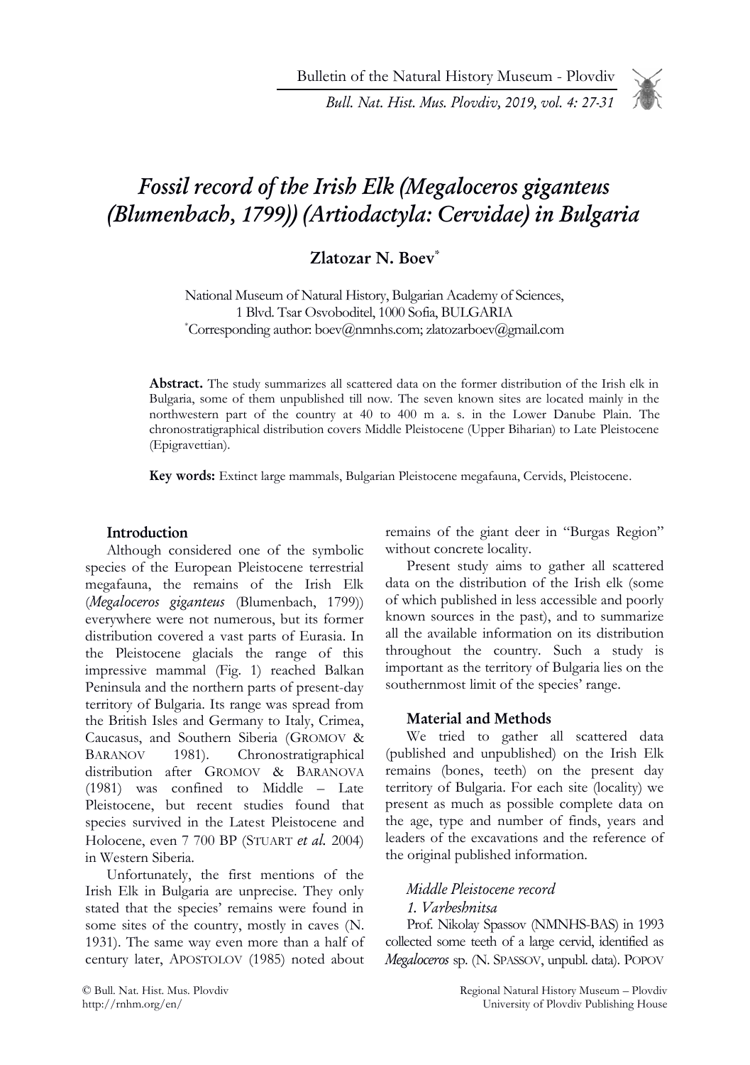# *Fossil record of the Irish Elk (Megaloceros giganteus (Blumenbach, 1799)) (Artiodactyla: Cervidae) in Bulgaria*

**Zlatozar N. Boev***

National Museum of Natural History, Bulgarian Academy of Sciences,
1 Blvd. Tsar Osvoboditel, 1000 Sofia, BULGARIA
*Corresponding author: boev@nmnhs.com; zlatozarboev@gmail.com

**Abstract.** The study summarizes all scattered data on the former distribution of the Irish elk in Bulgaria, some of them unpublished till now. The seven known sites are located mainly in the northwestern part of the country at 40 to 400 m a. s. in the Lower Danube Plain. The chronostratigraphical distribution covers Middle Pleistocene (Upper Biharian) to Late Pleistocene (Epigravettian).

**Key words:** Extinct large mammals, Bulgarian Pleistocene megafauna, Cervids, Pleistocene.

## Introduction

Although considered one of the symbolic species of the European Pleistocene terrestrial megafauna, the remains of the Irish Elk (*Megaloceros giganteus* (Blumenbach, 1799)) everywhere were not numerous, but its former distribution covered a vast parts of Eurasia. In the Pleistocene glacials the range of this impressive mammal (Fig. 1) reached Balkan Peninsula and the northern parts of present-day territory of Bulgaria. Its range was spread from the British Isles and Germany to Italy, Crimea, Caucasus, and Southern Siberia (GROMOV & BARANOV 1981). Chronostratigraphical distribution after GROMOV & BARANOVA (1981) was confined to Middle – Late Pleistocene, but recent studies found that species survived in the Latest Pleistocene and Holocene, even 7 700 BP (STUART *et al.* 2004) in Western Siberia.

Unfortunately, the first mentions of the Irish Elk in Bulgaria are unprecise. They only stated that the species' remains were found in some sites of the country, mostly in caves (N. 1931). The same way even more than a half of century later, APOSTOLOV (1985) noted about remains of the giant deer in "Burgas Region" without concrete locality.

Present study aims to gather all scattered data on the distribution of the Irish elk (some of which published in less accessible and poorly known sources in the past), and to summarize all the available information on its distribution throughout the country. Such a study is important as the territory of Bulgaria lies on the southernmost limit of the species' range.

## Material and Methods

We tried to gather all scattered data (published and unpublished) on the Irish Elk remains (bones, teeth) on the present day territory of Bulgaria. For each site (locality) we present as much as possible complete data on the age, type and number of finds, years and leaders of the excavations and the reference of the original published information.

### *Middle Pleistocene record*

### *1. Varbeshnitsa*

Prof. Nikolay Spassov (NMNHS-BAS) in 1993 collected some teeth of a large cervid, identified as *Megaloceros* sp. (N. SPASSOV, unpubl. data). POPOV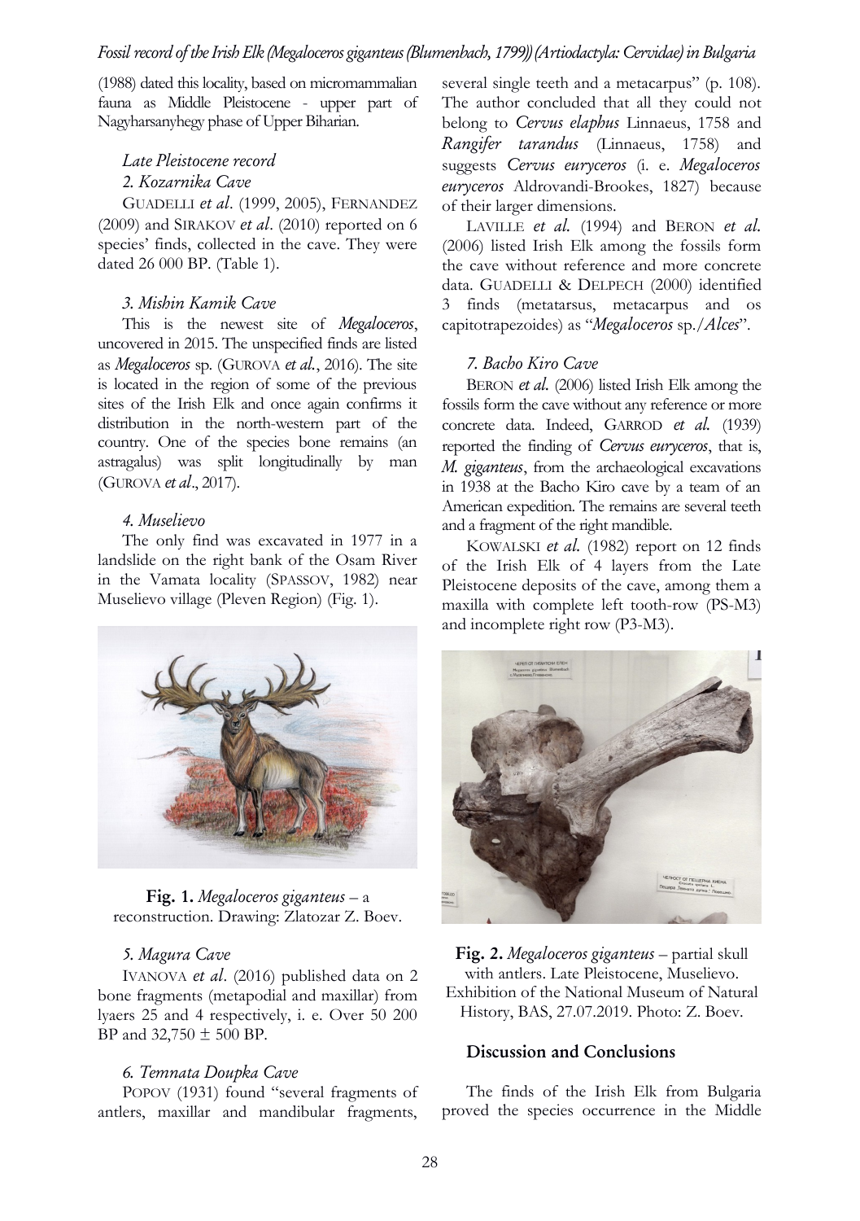(1988) dated this locality, based on micromammalian fauna as Middle Pleistocene - upper part of Nagyharsanyhegy phase of Upper Biharian.

### *Late Pleistocene record*

#### *2. Kozarnika Cave*

GUADELLI *et al*. (1999, 2005), FERNANDEZ (2009) and SIRAKOV *et al*. (2010) reported on 6 species' finds, collected in the cave. They were dated 26 000 BP. (Table 1).

#### *3. Mishin Kamik Cave*

This is the newest site of *Megaloceros*, uncovered in 2015. The unspecified finds are listed as *Megaloceros* sp. (GUROVA *et al.*, 2016). The site is located in the region of some of the previous sites of the Irish Elk and once again confirms it distribution in the north-western part of the country. One of the species bone remains (an astragalus) was split longitudinally by man (GUROVA *et al*., 2017).

#### *4. Muselievo*

The only find was excavated in 1977 in a landslide on the right bank of the Osam River in the Vamata locality (SPASSOV, 1982) near Muselievo village (Pleven Region) (Fig. 1).

**Fig. 1.** *Megaloceros giganteus* – a reconstruction. Drawing: Zlatozar Z. Boev.

#### *5. Magura Cave*

IVANOVA *et al*. (2016) published data on 2 bone fragments (metapodial and maxillar) from lyaers 25 and 4 respectively, i. e. Over 50 200 BP and 32,750 ± 500 BP.

#### *6. Temnata Doupka Cave*

POPOV (1931) found "several fragments of antlers, maxillar and mandibular fragments, several single teeth and a metacarpus" (p. 108). The author concluded that all they could not belong to *Cervus elaphus* Linnaeus, 1758 and *Rangifer tarandus* (Linnaeus, 1758) and suggests *Cervus euryceros* (i. e. *Megaloceros euryceros* Aldrovandi-Brookes, 1827) because of their larger dimensions.

LAVILLE *et al.* (1994) and BERON *et al.* (2006) listed Irish Elk among the fossils form the cave without reference and more concrete data. GUADELLI & DELPECH (2000) identified 3 finds (metatarsus, metacarpus and os capitotrapezoides) as "*Megaloceros* sp./*Alces*".

#### *7. Bacho Kiro Cave*

BERON *et al.* (2006) listed Irish Elk among the fossils form the cave without any reference or more concrete data. Indeed, GARROD *et al.* (1939) reported the finding of *Cervus euryceros*, that is, *M. giganteus*, from the archaeological excavations in 1938 at the Bacho Kiro cave by a team of an American expedition. The remains are several teeth and a fragment of the right mandible.

KOWALSKI *et al.* (1982) report on 12 finds of the Irish Elk of 4 layers from the Late Pleistocene deposits of the cave, among them a maxilla with complete left tooth-row (PS-M3) and incomplete right row (P3-M3).

**Fig. 2.** *Megaloceros giganteus* – partial skull with antlers. Late Pleistocene, Muselievo. Exhibition of the National Museum of Natural History, BAS, 27.07.2019. Photo: Z. Boev.

## Discussion and Conclusions

The finds of the Irish Elk from Bulgaria proved the species occurrence in the Middle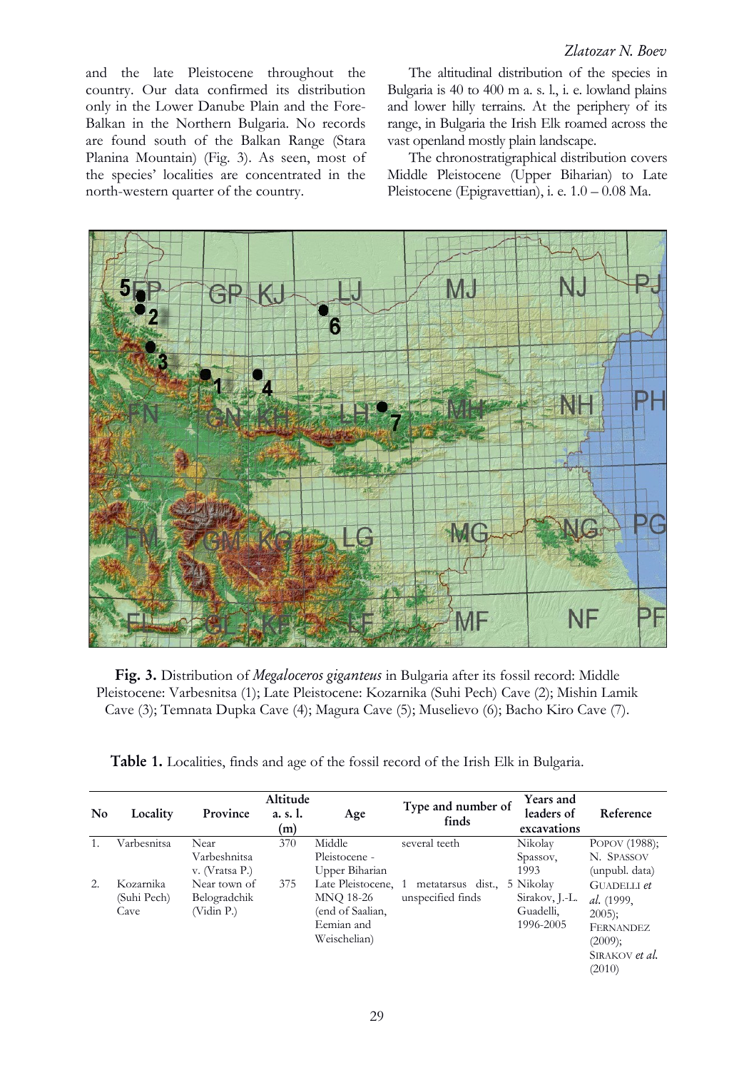and the late Pleistocene throughout the country. Our data confirmed its distribution only in the Lower Danube Plain and the Fore-Balkan in the Northern Bulgaria. No records are found south of the Balkan Range (Stara Planina Mountain) (Fig. 3). As seen, most of the species' localities are concentrated in the north-western quarter of the country.

The altitudinal distribution of the species in Bulgaria is 40 to 400 m a. s. l., i. e. lowland plains and lower hilly terrains. At the periphery of its range, in Bulgaria the Irish Elk roamed across the vast openland mostly plain landscape.

The chronostratigraphical distribution covers Middle Pleistocene (Upper Biharian) to Late Pleistocene (Epigravettian), i. e. 1.0 – 0.08 Ma.

**Fig. 3.** Distribution of *Megaloceros giganteus* in Bulgaria after its fossil record: Middle Pleistocene: Varbesnitsa (1); Late Pleistocene: Kozarnika (Suhi Pech) Cave (2); Mishin Lamik Cave (3); Temnata Dupka Cave (4); Magura Cave (5); Muselievo (6); Bacho Kiro Cave (7).

**Table 1.** Localities, finds and age of the fossil record of the Irish Elk in Bulgaria.

| No | Locality | Province | Altitude a. s. l. (m) | Age | Type and number of finds | Years and leaders of excavations | Reference |
|---|---|---|---|---|---|---|---|
| 1. | Varbesnitsa | Near Varbeshnitsa v. (Vratsa P.) | 370 | Middle Pleistocene - Upper Biharian | several teeth | Nikolay Spassov, 1993 | POPOV (1988); N. SPASSOV (unpubl. data) |
| 2. | Kozarnika (Suhi Pech) Cave | Near town of Belogradchik (Vidin P.) | 375 | Late Pleistocene, MNQ 18-26 (end of Saalian, Eemian and Weischelian) | 1 metatarsus dist., 5 unspecified finds | Nikolay Sirakov, J.-L. Guadelli, 1996-2005 | GUADELLI *et al.* (1999, 2005); FERNANDEZ (2009); SIRAKOV *et al.* (2010) |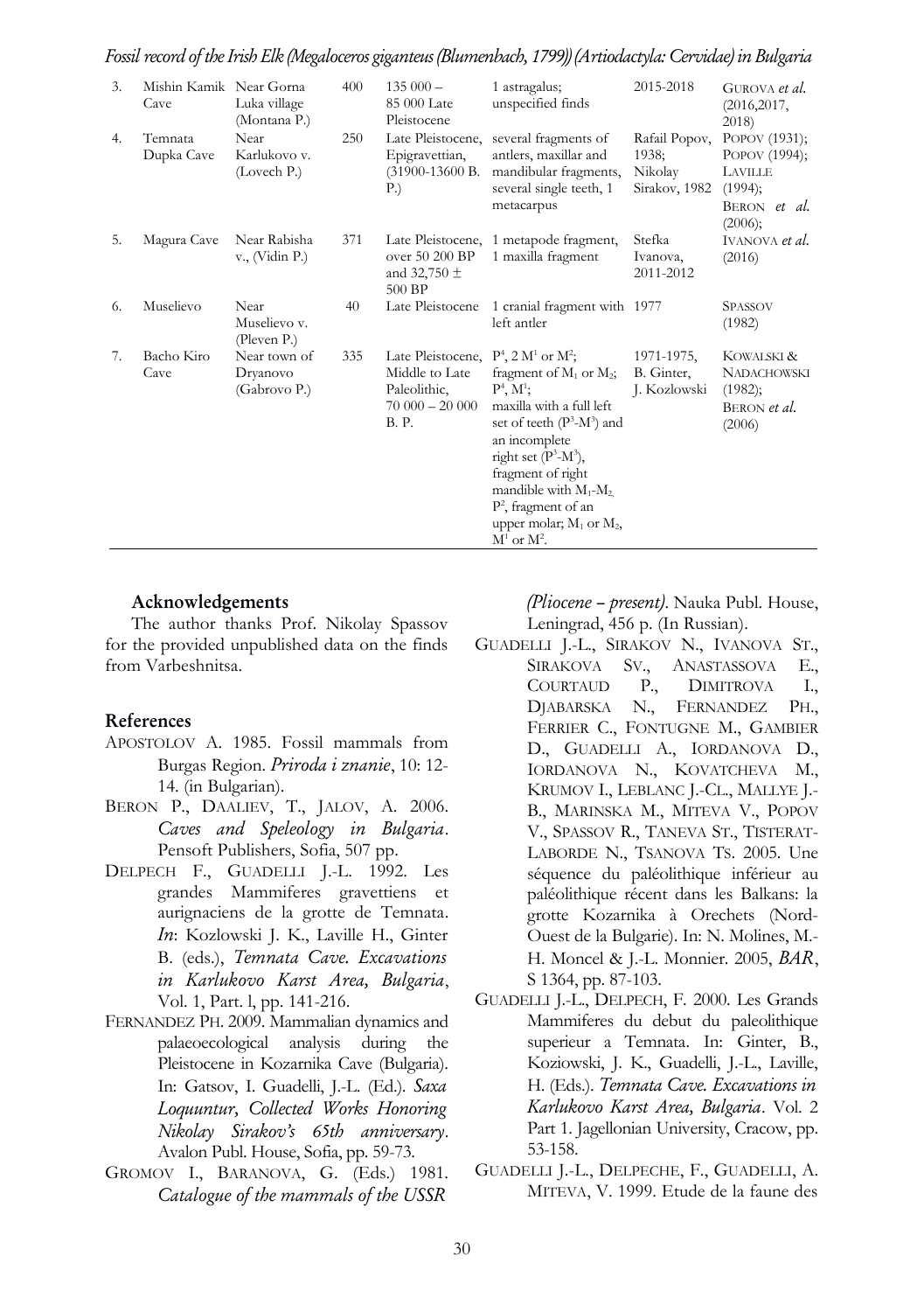| 3. | Mishin Kamik Cave | Near Gorna Luka village (Montana P.) | 400 | 135 000 – 85 000 Late Pleistocene | 1 astragalus; unspecified finds | 2015-2018 | GUROVA *et al.* (2016,2017, 2018) |
|---|---|---|---|---|---|---|---|
| 4. | Temnata Dupka Cave | Near Karlukovo v. (Lovech P.) | 250 | Late Pleistocene, Epigravettian, (31900-13600 B. P.) | several fragments of antlers, maxillar and mandibular fragments, several single teeth, 1 metacarpus | Rafail Popov, 1938; Nikolay Sirakov, 1982 | POPOV (1931); POPOV (1994); LAVILLE (1994); BERON *et al.* (2006); |
| 5. | Magura Cave | Near Rabisha v., (Vidin P.) | 371 | Late Pleistocene, over 50 200 BP and 32,750 ± 500 BP | 1 metapode fragment, 1 maxilla fragment | Stefka Ivanova, 2011-2012 | IVANOVA *et al.* (2016) |
| 6. | Muselievo | Near Muselievo v. (Pleven P.) | 40 | Late Pleistocene | 1 cranial fragment with left antler | 1977 | SPASSOV (1982) |
| 7. | Bacho Kiro Cave | Near town of Dryanovo (Gabrovo P.) | 335 | Late Pleistocene, Middle to Late Paleolithic, 70 000 – 20 000 B. P. | $P^4$, 2 $M^1$ or $M^2$; fragment of $M_1$ or $M_2$; $P^4$, $M^1$; maxilla with a full left set of teeth ($P^3$-$M^3$) and an incomplete right set ($P^3$-$M^3$), fragment of right mandible with $M_1$-$M_2$, $P^2$, fragment of an upper molar; $M_1$ or $M_2$, $M^1$ or $M^2$. | 1971-1975, B. Ginter, J. Kozlowski | KOWALSKI & NADACHOWSKI (1982); BERON *et al.* (2006) |

## Acknowledgements

The author thanks Prof. Nikolay Spassov for the provided unpublished data on the finds from Varbeshnitsa.

## References

APOSTOLOV A. 1985. Fossil mammals from Burgas Region. *Priroda i znanie*, 10: 12-14. (in Bulgarian).

BERON P., DAALIEV, T., JALOV, A. 2006. *Caves and Speleology in Bulgaria*. Pensoft Publishers, Sofia, 507 pp.

DELPECH F., GUADELLI J.-L. 1992. Les grandes Mammiferes gravettiens et aurignaciens de la grotte de Temnata. *In*: Kozlowski J. K., Laville H., Ginter B. (eds.), *Temnata Cave. Excavations in Karlukovo Karst Area, Bulgaria*, Vol. 1, Part. l, pp. 141-216.

FERNANDEZ PH. 2009. Mammalian dynamics and palaeoecological analysis during the Pleistocene in Kozarnika Cave (Bulgaria). In: Gatsov, I. Guadelli, J.-L. (Ed.). *Saxa Loquuntur, Collected Works Honoring Nikolay Sirakov's 65th anniversary*. Avalon Publ. House, Sofia, pp. 59-73.

GROMOV I., BARANOVA, G. (Eds.) 1981. *Catalogue of the mammals of the USSR (Pliocene – present)*. Nauka Publ. House, Leningrad, 456 p. (In Russian).

GUADELLI J.-L., SIRAKOV N., IVANOVA ST., SIRAKOVA SV., ANASTASSOVA E., COURTAUD P., DIMITROVA I., DJABARSKA N., FERNANDEZ PH., FERRIER C., FONTUGNE M., GAMBIER D., GUADELLI A., IORDANOVA D., IORDANOVA N., KOVATCHEVA M., KRUMOV I., LEBLANC J.-CL., MALLYE J.-B., MARINSKA M., MITEVA V., POPOV V., SPASSOV R., TANEVA ST., TISTERAT-LABORDE N., TSANOVA TS. 2005. Une séquence du paléolithique inférieur au paléolithique récent dans les Balkans: la grotte Kozarnika à Orechets (Nord-Ouest de la Bulgarie). In: N. Molines, M.-H. Moncel & J.-L. Monnier. 2005, *BAR*, S 1364, pp. 87-103.

GUADELLI J.-L., DELPECH, F. 2000. Les Grands Mammiferes du debut du paleolithique superieur a Temnata. In: Ginter, B., Koziowski, J. K., Guadelli, J.-L., Laville, H. (Eds.). *Temnata Cave. Excavations in Karlukovo Karst Area, Bulgaria*. Vol. 2 Part 1. Jagellonian University, Cracow, pp. 53-158.

GUADELLI J.-L., DELPECHE, F., GUADELLI, A. MITEVA, V. 1999. Etude de la faune des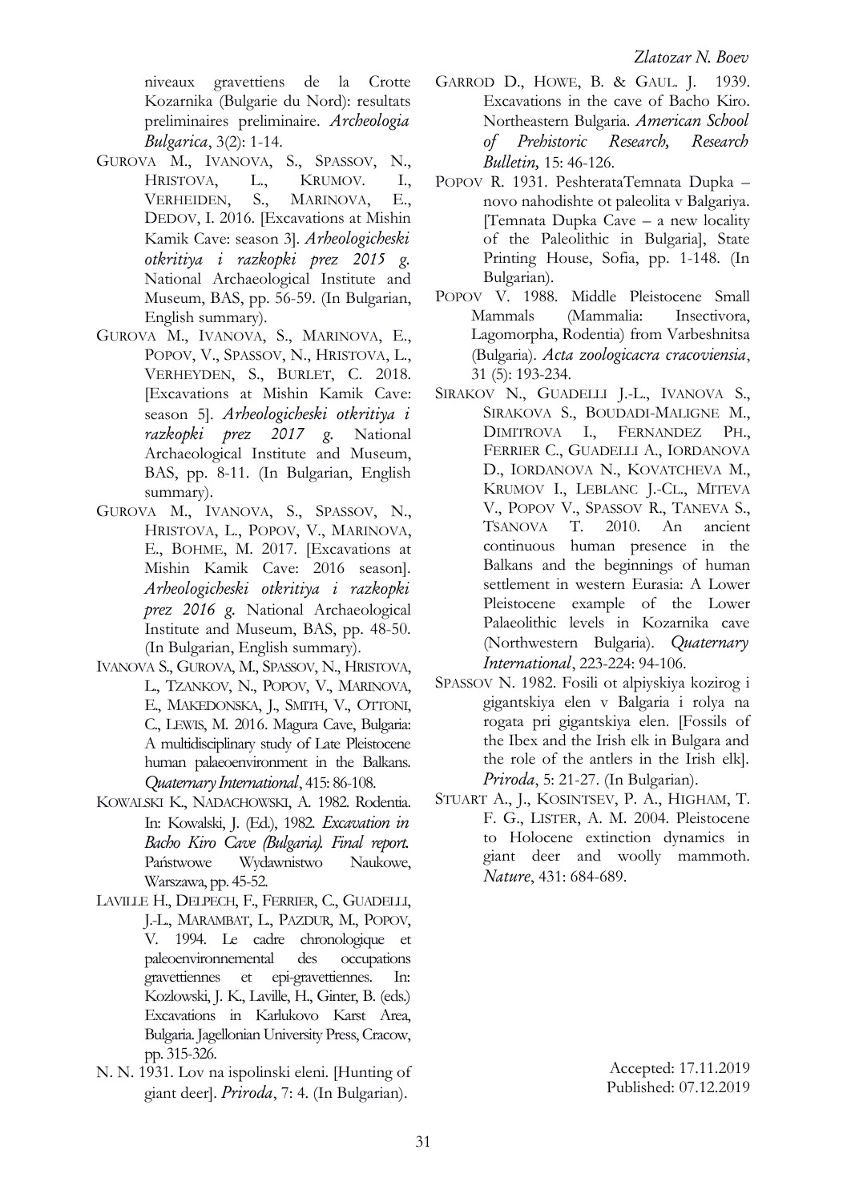niveaux gravettiens de la Crotte Kozarnika (Bulgarie du Nord): resultats preliminaires preliminaire. *Archeologia Bulgarica*, 3(2): 1-14.

GUROVA M., IVANOVA, S., SPASSOV, N., HRISTOVA, L., KRUMOV. I., VERHEIDEN, S., MARINOVA, E., DEDOV, I. 2016. [Excavations at Mishin Kamik Cave: season 3]. *Arheologicheski otkritiya i razkopki prez 2015 g.* National Archaeological Institute and Museum, BAS, pp. 56-59. (In Bulgarian, English summary).

GUROVA M., IVANOVA, S., MARINOVA, E., POPOV, V., SPASSOV, N., HRISTOVA, L., VERHEYDEN, S., BURLET, C. 2018. [Excavations at Mishin Kamik Cave: season 5]. *Arheologicheski otkritiya i razkopki prez 2017 g.* National Archaeological Institute and Museum, BAS, pp. 8-11. (In Bulgarian, English summary).

GUROVA M., IVANOVA, S., SPASSOV, N., HRISTOVA, L., POPOV, V., MARINOVA, E., BOHME, M. 2017. [Excavations at Mishin Kamik Cave: 2016 season]. *Arheologicheski otkritiya i razkopki prez 2016 g.* National Archaeological Institute and Museum, BAS, pp. 48-50. (In Bulgarian, English summary).

IVANOVA S., GUROVA, M., SPASSOV, N., HRISTOVA, L., TZANKOV, N., POPOV, V., MARINOVA, E., MAKEDONSKA, J., SMITH, V., OTTONI, C., LEWIS, M. 2016. Magura Cave, Bulgaria: A multidisciplinary study of Late Pleistocene human palaeoenvironment in the Balkans. *Quaternary International*, 415: 86-108.

KOWALSKI K., NADACHOWSKI, A. 1982. Rodentia. In: Kowalski, J. (Ed.), 1982. *Excavation in Bacho Kiro Cave (Bulgaria). Final report.* Państwowe Wydawnistwo Naukowe, Warszawa, pp. 45-52.

LAVILLE H., DELPECH, F., FERRIER, C., GUADELLI, J.-L., MARAMBAT, L., PAZDUR, M., POPOV, V. 1994. Le cadre chronologique et paleoenvironnemental des occupations gravettiennes et epi-gravettiennes. In: Kozlowski, J. K., Laville, H., Ginter, B. (eds.) Excavations in Karlukovo Karst Area, Bulgaria. Jagellonian University Press, Cracow, pp. 315-326.

N. N. 1931. Lov na ispolinski eleni. [Hunting of giant deer]. *Priroda*, 7: 4. (In Bulgarian).

GARROD D., HOWE, B. & GAUL. J. 1939. Excavations in the cave of Bacho Kiro. Northeastern Bulgaria. *American School of Prehistoric Research, Research Bulletin*, 15: 46-126.

POPOV R. 1931. PeshterataTemnata Dupka – novo nahodishte ot paleolita v Balgariya. [Temnata Dupka Cave – a new locality of the Paleolithic in Bulgaria], State Printing House, Sofia, pp. 1-148. (In Bulgarian).

POPOV V. 1988. Middle Pleistocene Small Mammals (Mammalia: Insectivora, Lagomorpha, Rodentia) from Varbeshnitsa (Bulgaria). *Acta zoologicacra cracoviensia*, 31 (5): 193-234.

SIRAKOV N., GUADELLI J.-L., IVANOVA S., SIRAKOVA S., BOUDADI-MALIGNE M., DIMITROVA I., FERNANDEZ PH., FERRIER C., GUADELLI A., IORDANOVA D., IORDANOVA N., KOVATCHEVA M., KRUMOV I., LEBLANC J.-CL., MITEVA V., POPOV V., SPASSOV R., TANEVA S., TSANOVA T. 2010. An ancient continuous human presence in the Balkans and the beginnings of human settlement in western Eurasia: A Lower Pleistocene example of the Lower Palaeolithic levels in Kozarnika cave (Northwestern Bulgaria). *Quaternary International*, 223-224: 94-106.

SPASSOV N. 1982. Fosili ot alpiyskiya kozirog i gigantskiya elen v Balgaria i rolya na rogata pri gigantskiya elen. [Fossils of the Ibex and the Irish elk in Bulgara and the role of the antlers in the Irish elk]. *Priroda*, 5: 21-27. (In Bulgarian).

STUART A., J., KOSINTSEV, P. A., HIGHAM, T. F. G., LISTER, A. M. 2004. Pleistocene to Holocene extinction dynamics in giant deer and woolly mammoth. *Nature*, 431: 684-689.

Accepted: 17.11.2019
Published: 07.12.2019